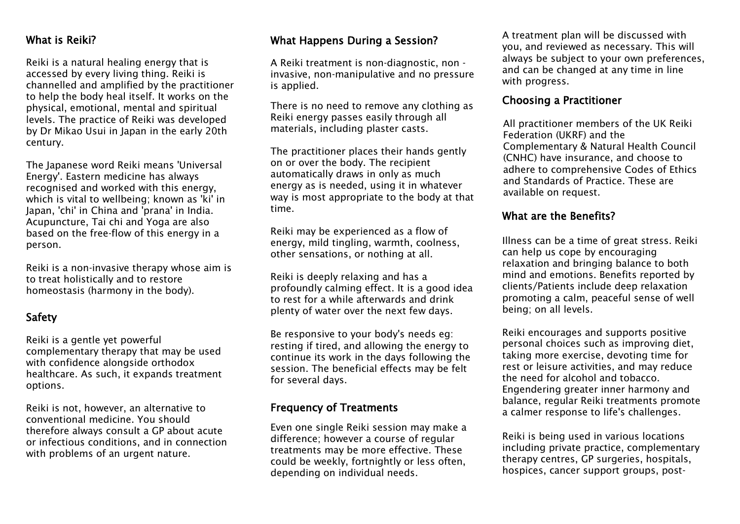## What is Reiki?

Reiki is a natural healing energy that is accessed by every living thing. Reiki is channelled and amplified by the practitioner to help the body heal itself. It works on the physical, emotional, mental and spiritual levels. The practice of Reiki was developed by Dr Mikao Usui in Japan in the early 20th century.

The Japanese word Reiki means 'Universal Energy'. Eastern medicine has always recognised and worked with this energy, which is vital to wellbeing; known as 'ki' in Japan, 'chi' in China and 'prana' in India. Acupuncture, Tai chi and Yoga are also based on the free-flow of this energy in a person.

Reiki is a non-invasive therapy whose aim is to treat holistically and to restore homeostasis (harmony in the body).

## Safety

Reiki is a gentle yet powerful complementary therapy that may be used with confidence alongside orthodox healthcare. As such, it expands treatment options.

Reiki is not, however, an alternative to conventional medicine. You should therefore always consult a GP about acute or infectious conditions, and in connection with problems of an urgent nature.

## What Happens During a Session?

A Reiki treatment is non-diagnostic, non - invasive, non-manipulative and no pressure is applied.

There is no need to remove any clothing as Reiki energy passes easily through all materials, including plaster casts.

The practitioner places their hands gently on or over the body. The recipient automatically draws in only as much energy as is needed, using it in whatever way is most appropriate to the body at that time.

Reiki may be experienced as a flow of energy, mild tingling, warmth, coolness, other sensations, or nothing at all.

Reiki is deeply relaxing and has a profoundly calming effect. It is a good idea to rest for a while afterwards and drink plenty of water over the next few days.

Be responsive to your body's needs eg: resting if tired, and allowing the energy to continue its work in the days following the session. The beneficial effects may be felt for several days.

## Frequency of Treatments

Even one single Reiki session may make a difference; however a course of regular treatments may be more effective. These could be weekly, fortnightly or less often, depending on individual needs.

A treatment plan will be discussed with you, and reviewed as necessary. This will always be subject to your own preferences, and can be changed at any time in line with progress.

## Choosing a Practitioner

All practitioner members of the UK Reiki Federation (UKRF) and the Complementary & Natural Health Council (CNHC) have insurance, and choose to adhere to comprehensive Codes of Ethics and Standards of Practice. These are available on request.

## What are the Benefits?

Illness can be a time of great stress. Reiki can help us cope by encouraging relaxation and bringing balance to both mind and emotions. Benefits reported by clients/Patients include deep relaxation promoting a calm, peaceful sense of well being; on all levels.

Reiki encourages and supports positive personal choices such as improving diet, taking more exercise, devoting time for rest or leisure activities, and may reduce the need for alcohol and tobacco. Engendering greater inner harmony and balance, regular Reiki treatments promote a calmer response to life's challenges.

Reiki is being used in various locations including private practice, complementary therapy centres, GP surgeries, hospitals, hospices, cancer support groups, post-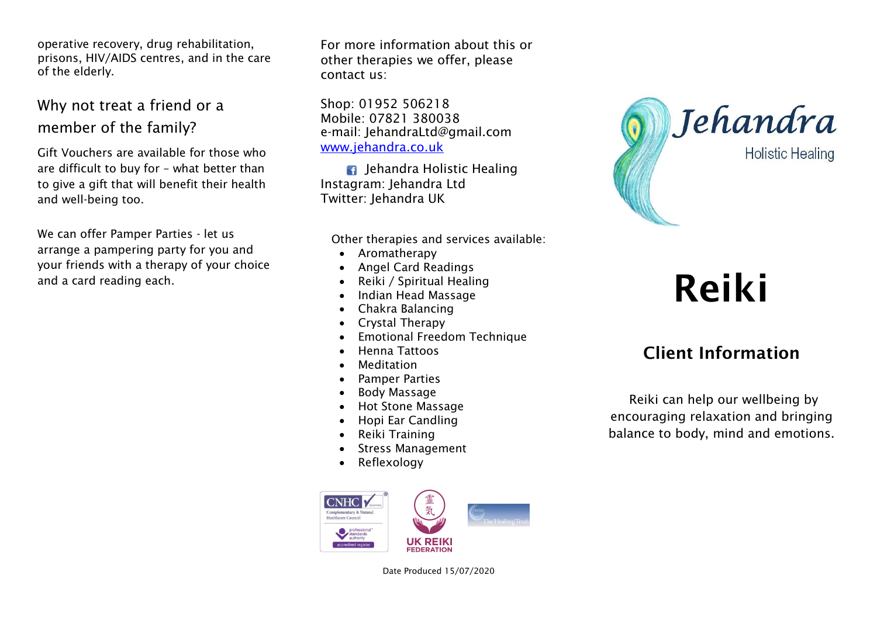operative recovery, drug rehabilitation, prisons, HIV/AIDS centres, and in the care of the elderly.

## Why not treat a friend or a member of the family?

Gift Vouchers are available for those who are difficult to buy for – what better than to give a gift that will benefit their health and well-being too.

We can offer Pamper Parties - let us arrange a pampering party for you and your friends with a therapy of your choice and a card reading each.

For more information about this or other therapies we offer, please contact us:

Shop: 01952 506218
Mobile: 07821 380038
e-mail: JehandraLtd@gmail.com
www.jehandra.co.uk

Jehandra Holistic Healing
Instagram: Jehandra Ltd
Twitter: Jehandra UK

Other therapies and services available:

- Aromatherapy
- Angel Card Readings
- Reiki / Spiritual Healing
- Indian Head Massage
- Chakra Balancing
- Crystal Therapy
- Emotional Freedom Technique
- Henna Tattoos
- Meditation
- Pamper Parties
- Body Massage
- Hot Stone Massage
- Hopi Ear Candling
- Reiki Training
- Stress Management
- Reflexology

CNHC Complementary & Natural Healthcare Council — professional standards authority accredited register

UK REIKI FEDERATION

The Healing Trust

Date Produced 15/07/2020

Jehandra
Holistic Healing

# Reiki

## Client Information

Reiki can help our wellbeing by encouraging relaxation and bringing balance to body, mind and emotions.